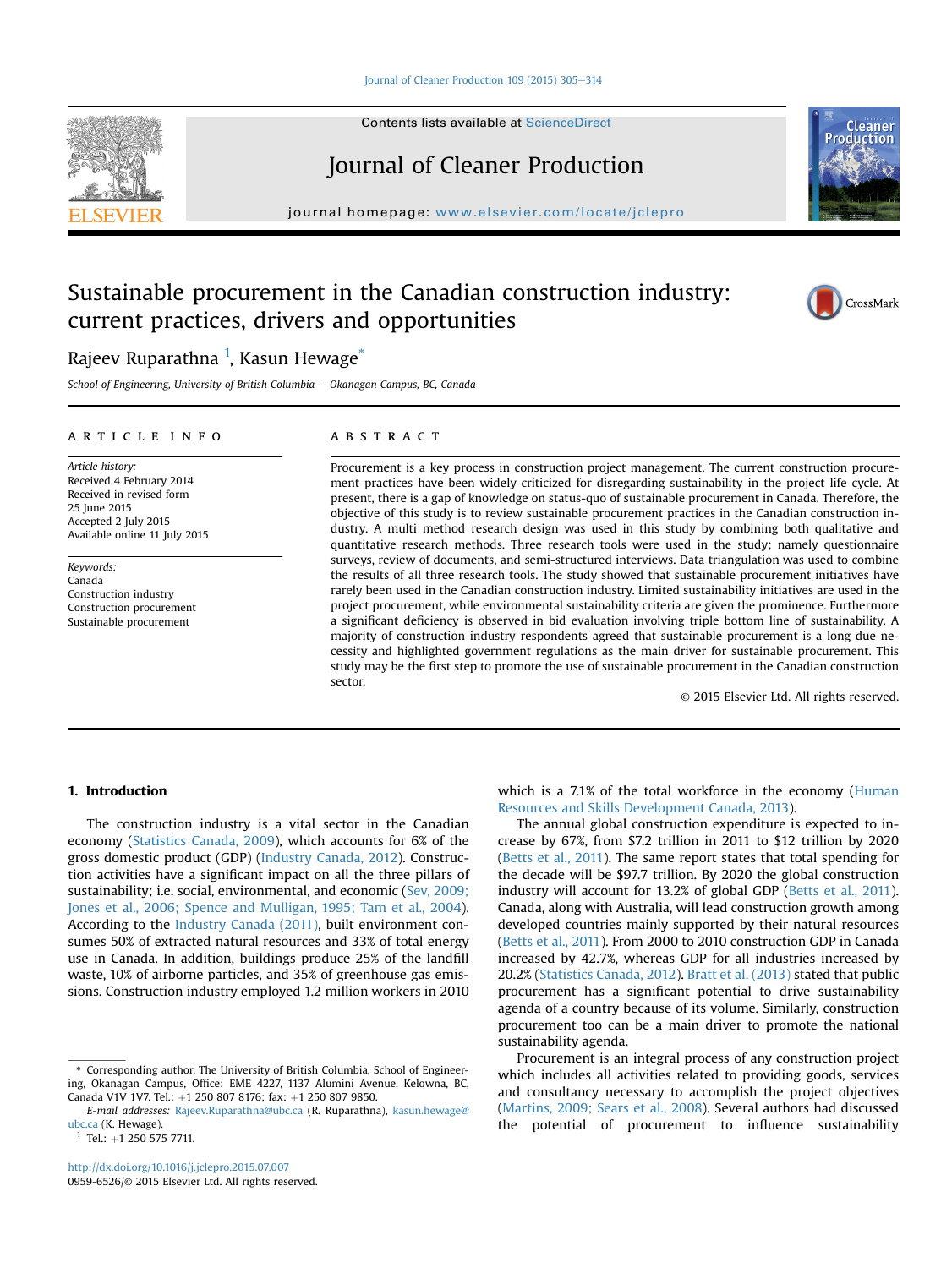# Sustainable procurement in the Canadian construction industry: current practices, drivers and opportunities

Rajeev Ruparathna [1], Kasun Hewage*

*School of Engineering, University of British Columbia — Okanagan Campus, BC, Canada*

## ARTICLE INFO

*Article history:*
Received 4 February 2014
Received in revised form
25 June 2015
Accepted 2 July 2015
Available online 11 July 2015

*Keywords:*
Canada
Construction industry
Construction procurement
Sustainable procurement

## ABSTRACT

Procurement is a key process in construction project management. The current construction procurement practices have been widely criticized for disregarding sustainability in the project life cycle. At present, there is a gap of knowledge on status-quo of sustainable procurement in Canada. Therefore, the objective of this study is to review sustainable procurement practices in the Canadian construction industry. A multi method research design was used in this study by combining both qualitative and quantitative research methods. Three research tools were used in the study; namely questionnaire surveys, review of documents, and semi-structured interviews. Data triangulation was used to combine the results of all three research tools. The study showed that sustainable procurement initiatives have rarely been used in the Canadian construction industry. Limited sustainability initiatives are used in the project procurement, while environmental sustainability criteria are given the prominence. Furthermore a significant deficiency is observed in bid evaluation involving triple bottom line of sustainability. A majority of construction industry respondents agreed that sustainable procurement is a long due necessity and highlighted government regulations as the main driver for sustainable procurement. This study may be the first step to promote the use of sustainable procurement in the Canadian construction sector.

© 2015 Elsevier Ltd. All rights reserved.

## 1. Introduction

The construction industry is a vital sector in the Canadian economy (Statistics Canada, 2009), which accounts for 6% of the gross domestic product (GDP) (Industry Canada, 2012). Construction activities have a significant impact on all the three pillars of sustainability; i.e. social, environmental, and economic (Sev, 2009; Jones et al., 2006; Spence and Mulligan, 1995; Tam et al., 2004). According to the Industry Canada (2011), built environment consumes 50% of extracted natural resources and 33% of total energy use in Canada. In addition, buildings produce 25% of the landfill waste, 10% of airborne particles, and 35% of greenhouse gas emissions. Construction industry employed 1.2 million workers in 2010 which is a 7.1% of the total workforce in the economy (Human Resources and Skills Development Canada, 2013).

The annual global construction expenditure is expected to increase by 67%, from $7.2 trillion in 2011 to $12 trillion by 2020 (Betts et al., 2011). The same report states that total spending for the decade will be $97.7 trillion. By 2020 the global construction industry will account for 13.2% of global GDP (Betts et al., 2011). Canada, along with Australia, will lead construction growth among developed countries mainly supported by their natural resources (Betts et al., 2011). From 2000 to 2010 construction GDP in Canada increased by 42.7%, whereas GDP for all industries increased by 20.2% (Statistics Canada, 2012). Bratt et al. (2013) stated that public procurement has a significant potential to drive sustainability agenda of a country because of its volume. Similarly, construction procurement too can be a main driver to promote the national sustainability agenda.

Procurement is an integral process of any construction project which includes all activities related to providing goods, services and consultancy necessary to accomplish the project objectives (Martins, 2009; Sears et al., 2008). Several authors had discussed the potential of procurement to influence sustainability

---

\* Corresponding author. The University of British Columbia, School of Engineering, Okanagan Campus, Office: EME 4227, 1137 Alumini Avenue, Kelowna, BC, Canada V1V 1V7. Tel.: +1 250 807 8176; fax: +1 250 807 9850.

*E-mail addresses:* Rajeev.Ruparathna@ubc.ca (R. Ruparathna), kasun.hewage@ubc.ca (K. Hewage).

[1] Tel.: +1 250 575 7711.

http://dx.doi.org/10.1016/j.jclepro.2015.07.007
0959-6526/© 2015 Elsevier Ltd. All rights reserved.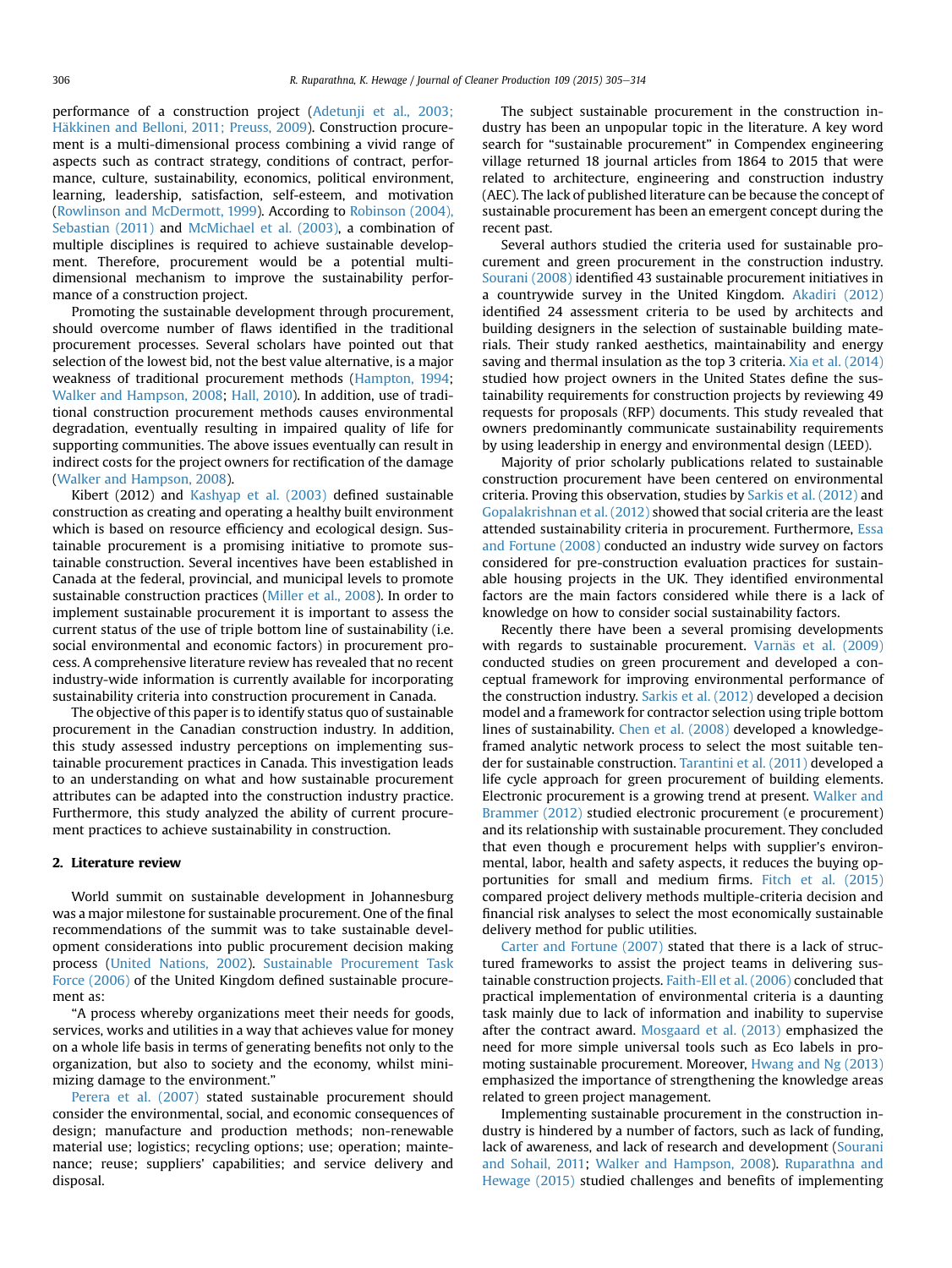performance of a construction project (Adetunji et al., 2003; Häkkinen and Belloni, 2011; Preuss, 2009). Construction procurement is a multi-dimensional process combining a vivid range of aspects such as contract strategy, conditions of contract, performance, culture, sustainability, economics, political environment, learning, leadership, satisfaction, self-esteem, and motivation (Rowlinson and McDermott, 1999). According to Robinson (2004), Sebastian (2011) and McMichael et al. (2003), a combination of multiple disciplines is required to achieve sustainable development. Therefore, procurement would be a potential multi-dimensional mechanism to improve the sustainability performance of a construction project.

Promoting the sustainable development through procurement, should overcome number of flaws identified in the traditional procurement processes. Several scholars have pointed out that selection of the lowest bid, not the best value alternative, is a major weakness of traditional procurement methods (Hampton, 1994; Walker and Hampson, 2008; Hall, 2010). In addition, use of traditional construction procurement methods causes environmental degradation, eventually resulting in impaired quality of life for supporting communities. The above issues eventually can result in indirect costs for the project owners for rectification of the damage (Walker and Hampson, 2008).

Kibert (2012) and Kashyap et al. (2003) defined sustainable construction as creating and operating a healthy built environment which is based on resource efficiency and ecological design. Sustainable procurement is a promising initiative to promote sustainable construction. Several incentives have been established in Canada at the federal, provincial, and municipal levels to promote sustainable construction practices (Miller et al., 2008). In order to implement sustainable procurement it is important to assess the current status of the use of triple bottom line of sustainability (i.e. social environmental and economic factors) in procurement process. A comprehensive literature review has revealed that no recent industry-wide information is currently available for incorporating sustainability criteria into construction procurement in Canada.

The objective of this paper is to identify status quo of sustainable procurement in the Canadian construction industry. In addition, this study assessed industry perceptions on implementing sustainable procurement practices in Canada. This investigation leads to an understanding on what and how sustainable procurement attributes can be adapted into the construction industry practice. Furthermore, this study analyzed the ability of current procurement practices to achieve sustainability in construction.

## 2. Literature review

World summit on sustainable development in Johannesburg was a major milestone for sustainable procurement. One of the final recommendations of the summit was to take sustainable development considerations into public procurement decision making process (United Nations, 2002). Sustainable Procurement Task Force (2006) of the United Kingdom defined sustainable procurement as:

"A process whereby organizations meet their needs for goods, services, works and utilities in a way that achieves value for money on a whole life basis in terms of generating benefits not only to the organization, but also to society and the economy, whilst minimizing damage to the environment."

Perera et al. (2007) stated sustainable procurement should consider the environmental, social, and economic consequences of design; manufacture and production methods; non-renewable material use; logistics; recycling options; use; operation; maintenance; reuse; suppliers' capabilities; and service delivery and disposal.

The subject sustainable procurement in the construction industry has been an unpopular topic in the literature. A key word search for "sustainable procurement" in Compendex engineering village returned 18 journal articles from 1864 to 2015 that were related to architecture, engineering and construction industry (AEC). The lack of published literature can be because the concept of sustainable procurement has been an emergent concept during the recent past.

Several authors studied the criteria used for sustainable procurement and green procurement in the construction industry. Sourani (2008) identified 43 sustainable procurement initiatives in a countrywide survey in the United Kingdom. Akadiri (2012) identified 24 assessment criteria to be used by architects and building designers in the selection of sustainable building materials. Their study ranked aesthetics, maintainability and energy saving and thermal insulation as the top 3 criteria. Xia et al. (2014) studied how project owners in the United States define the sustainability requirements for construction projects by reviewing 49 requests for proposals (RFP) documents. This study revealed that owners predominantly communicate sustainability requirements by using leadership in energy and environmental design (LEED).

Majority of prior scholarly publications related to sustainable construction procurement have been centered on environmental criteria. Proving this observation, studies by Sarkis et al. (2012) and Gopalakrishnan et al. (2012) showed that social criteria are the least attended sustainability criteria in procurement. Furthermore, Essa and Fortune (2008) conducted an industry wide survey on factors considered for pre-construction evaluation practices for sustainable housing projects in the UK. They identified environmental factors are the main factors considered while there is a lack of knowledge on how to consider social sustainability factors.

Recently there have been a several promising developments with regards to sustainable procurement. Varnäs et al. (2009) conducted studies on green procurement and developed a conceptual framework for improving environmental performance of the construction industry. Sarkis et al. (2012) developed a decision model and a framework for contractor selection using triple bottom lines of sustainability. Chen et al. (2008) developed a knowledge-framed analytic network process to select the most suitable tender for sustainable construction. Tarantini et al. (2011) developed a life cycle approach for green procurement of building elements. Electronic procurement is a growing trend at present. Walker and Brammer (2012) studied electronic procurement (e procurement) and its relationship with sustainable procurement. They concluded that even though e procurement helps with supplier's environmental, labor, health and safety aspects, it reduces the buying opportunities for small and medium firms. Fitch et al. (2015) compared project delivery methods multiple-criteria decision and financial risk analyses to select the most economically sustainable delivery method for public utilities.

Carter and Fortune (2007) stated that there is a lack of structured frameworks to assist the project teams in delivering sustainable construction projects. Faith-Ell et al. (2006) concluded that practical implementation of environmental criteria is a daunting task mainly due to lack of information and inability to supervise after the contract award. Mosgaard et al. (2013) emphasized the need for more simple universal tools such as Eco labels in promoting sustainable procurement. Moreover, Hwang and Ng (2013) emphasized the importance of strengthening the knowledge areas related to green project management.

Implementing sustainable procurement in the construction industry is hindered by a number of factors, such as lack of funding, lack of awareness, and lack of research and development (Sourani and Sohail, 2011; Walker and Hampson, 2008). Ruparathna and Hewage (2015) studied challenges and benefits of implementing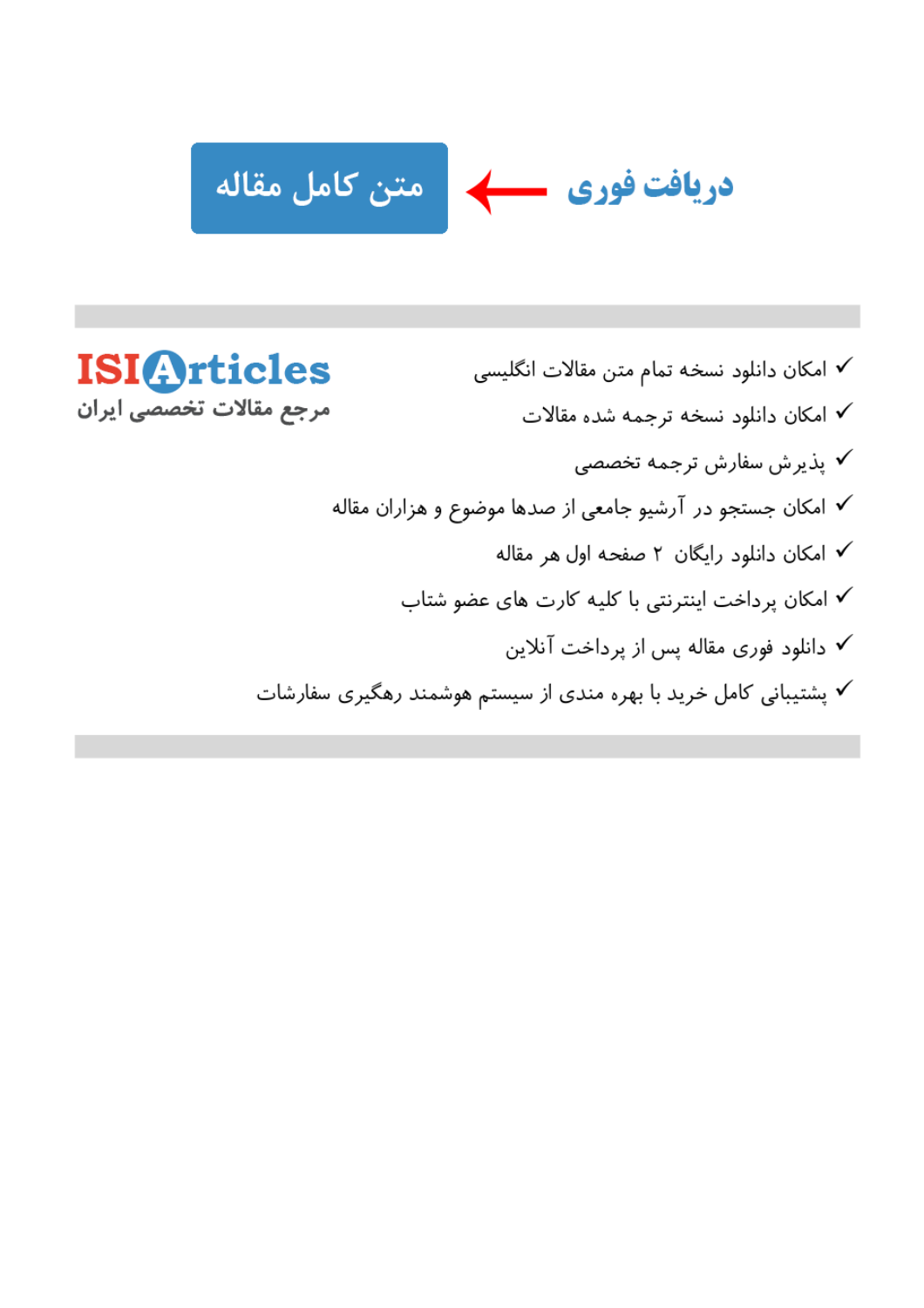دریافت فوری ← متن کامل مقاله

**ISIArticles**
مرجع مقالات تخصصی ایران

- ✓ امکان دانلود نسخه تمام متن مقالات انگلیسی
- ✓ امکان دانلود نسخه ترجمه شده مقالات
- ✓ پذیرش سفارش ترجمه تخصصی
- ✓ امکان جستجو در آرشیو جامعی از صدها موضوع و هزاران مقاله
- ✓ امکان دانلود رایگان ۲ صفحه اول هر مقاله
- ✓ امکان پرداخت اینترنتی با کلیه کارت های عضو شتاب
- ✓ دانلود فوری مقاله پس از پرداخت آنلاین
- ✓ پشتیبانی کامل خرید با بهره مندی از سیستم هوشمند رهگیری سفارشات